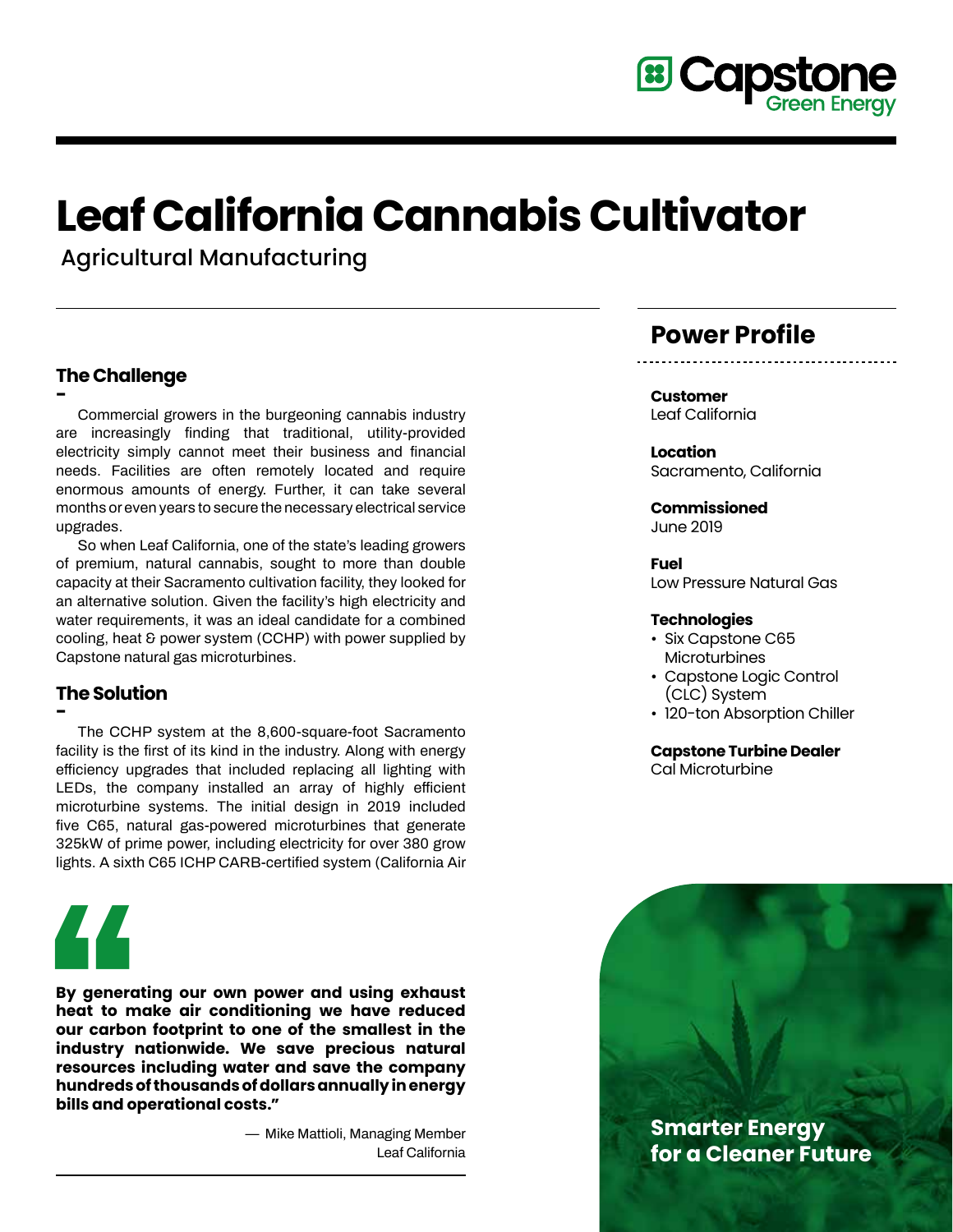# Leaf California Cannabis Cultivator

Agricultural Manufacturing

## The Challenge

Commercial growers in the burgeoning cannabis industry are increasingly finding that traditional, utility-provided electricity simply cannot meet their business and financial needs. Facilities are often remotely located and require enormous amounts of energy. Further, it can take several months or even years to secure the necessary electrical service upgrades.

So when Leaf California, one of the state's leading growers of premium, natural cannabis, sought to more than double capacity at their Sacramento cultivation facility, they looked for an alternative solution. Given the facility's high electricity and water requirements, it was an ideal candidate for a combined cooling, heat & power system (CCHP) with power supplied by Capstone natural gas microturbines.

## The Solution

The CCHP system at the 8,600-square-foot Sacramento facility is the first of its kind in the industry. Along with energy efficiency upgrades that included replacing all lighting with LEDs, the company installed an array of highly efficient microturbine systems. The initial design in 2019 included five C65, natural gas-powered microturbines that generate 325kW of prime power, including electricity for over 380 grow lights. A sixth C65 ICHP CARB-certified system (California Air

**By generating our own power and using exhaust heat to make air conditioning we have reduced our carbon footprint to one of the smallest in the industry nationwide. We save precious natural resources including water and save the company hundreds of thousands of dollars annually in energy bills and operational costs."**

— Mike Mattioli, Managing Member
Leaf California

## Power Profile

**Customer**
Leaf California

**Location**
Sacramento, California

**Commissioned**
June 2019

**Fuel**
Low Pressure Natural Gas

**Technologies**
- Six Capstone C65 Microturbines
- Capstone Logic Control (CLC) System
- 120-ton Absorption Chiller

**Capstone Turbine Dealer**
Cal Microturbine

**Smarter Energy for a Cleaner Future**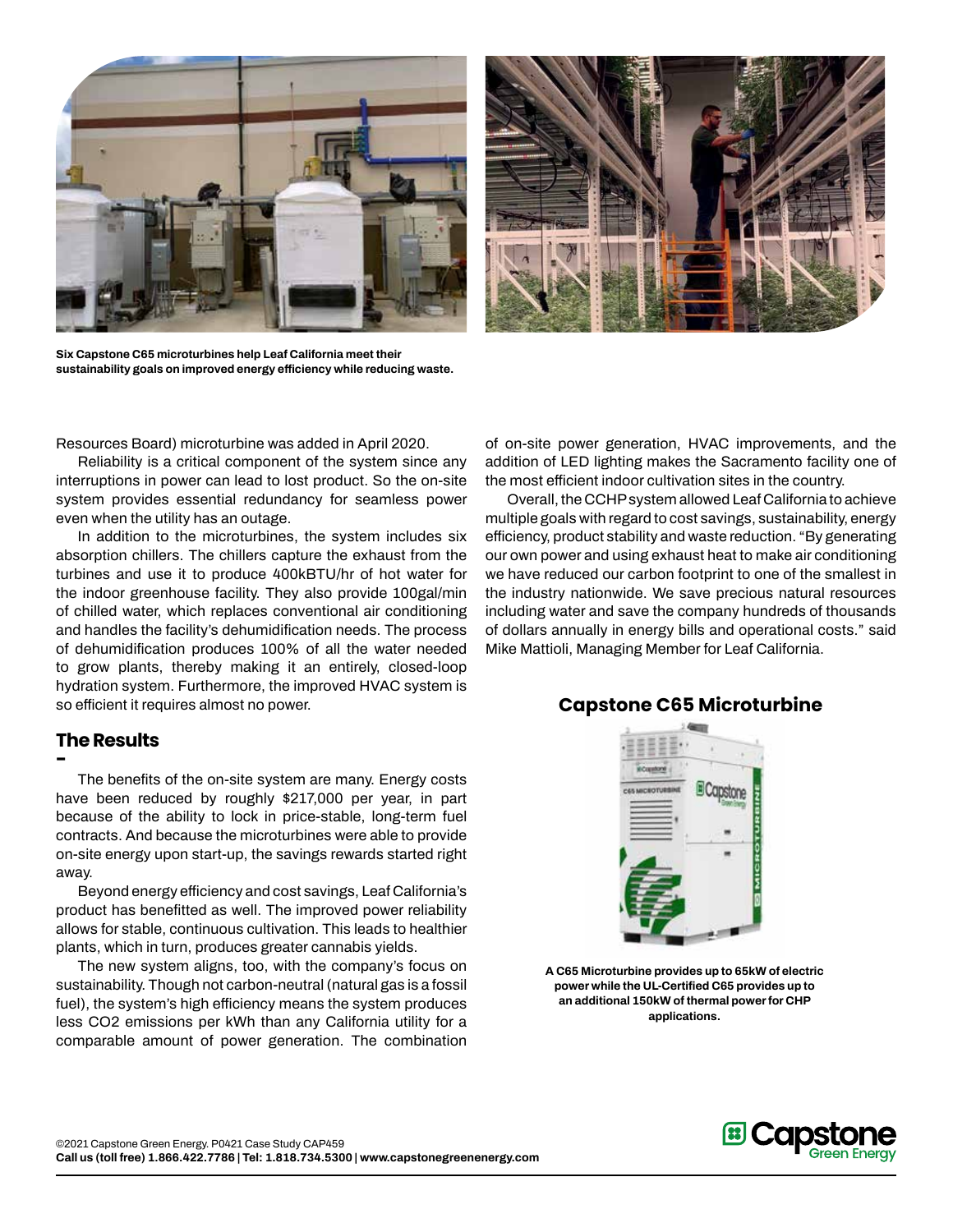Six Capstone C65 microturbines help Leaf California meet their sustainability goals on improved energy efficiency while reducing waste.

Resources Board) microturbine was added in April 2020.

Reliability is a critical component of the system since any interruptions in power can lead to lost product. So the on-site system provides essential redundancy for seamless power even when the utility has an outage.

In addition to the microturbines, the system includes six absorption chillers. The chillers capture the exhaust from the turbines and use it to produce 400kBTU/hr of hot water for the indoor greenhouse facility. They also provide 100gal/min of chilled water, which replaces conventional air conditioning and handles the facility's dehumidification needs. The process of dehumidification produces 100% of all the water needed to grow plants, thereby making it an entirely, closed-loop hydration system. Furthermore, the improved HVAC system is so efficient it requires almost no power.

## The Results

The benefits of the on-site system are many. Energy costs have been reduced by roughly $217,000 per year, in part because of the ability to lock in price-stable, long-term fuel contracts. And because the microturbines were able to provide on-site energy upon start-up, the savings rewards started right away.

Beyond energy efficiency and cost savings, Leaf California's product has benefitted as well. The improved power reliability allows for stable, continuous cultivation. This leads to healthier plants, which in turn, produces greater cannabis yields.

The new system aligns, too, with the company's focus on sustainability. Though not carbon-neutral (natural gas is a fossil fuel), the system's high efficiency means the system produces less $CO_2$ emissions per kWh than any California utility for a comparable amount of power generation. The combination of on-site power generation, HVAC improvements, and the addition of LED lighting makes the Sacramento facility one of the most efficient indoor cultivation sites in the country.

Overall, the CCHP system allowed Leaf California to achieve multiple goals with regard to cost savings, sustainability, energy efficiency, product stability and waste reduction. "By generating our own power and using exhaust heat to make air conditioning we have reduced our carbon footprint to one of the smallest in the industry nationwide. We save precious natural resources including water and save the company hundreds of thousands of dollars annually in energy bills and operational costs." said Mike Mattioli, Managing Member for Leaf California.

## Capstone C65 Microturbine

A C65 Microturbine provides up to 65kW of electric power while the UL-Certified C65 provides up to an additional 150kW of thermal power for CHP applications.

©2021 Capstone Green Energy. P0421 Case Study CAP459
**Call us (toll free) 1.866.422.7786 | Tel: 1.818.734.5300 | www.capstonegreenenergy.com**